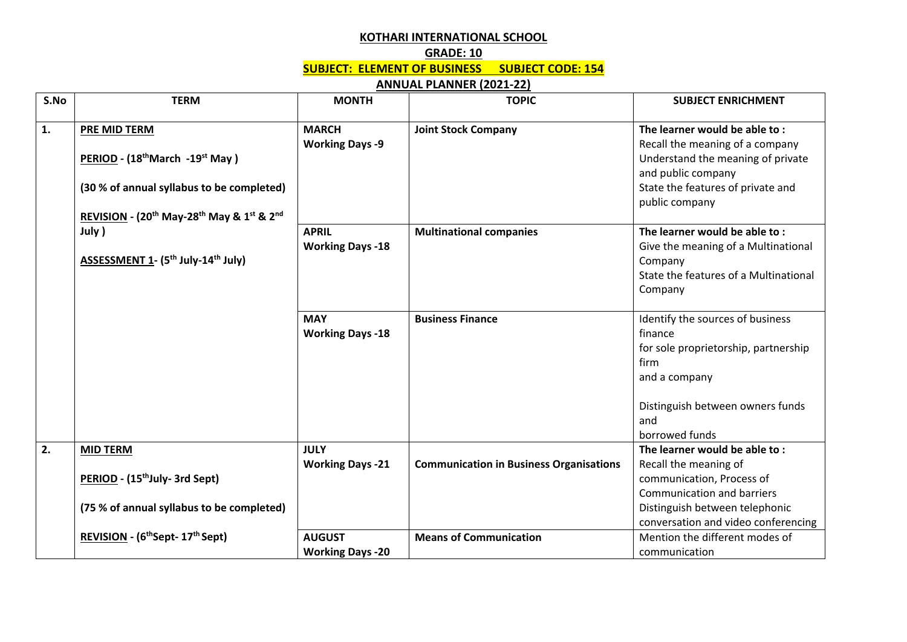**KOTHARI INTERNATIONAL SCHOOL**

**GRADE: 10**

**SUBJECT: ELEMENT OF BUSINESS SUBJECT CODE: 154**

**ANNUAL PLANNER (2021-22)**

| S.No | TERM | MONTH | TOPIC | SUBJECT ENRICHMENT |
|---|---|---|---|---|
| **1.** | **PRE MID TERM**<br><br>**PERIOD - (18th March -19st May )**<br><br>**(30 % of annual syllabus to be completed)**<br><br>**REVISION - (20th May-28th May & 1st & 2nd July )**<br><br>**ASSESSMENT 1- (5th July-14th July)** | **MARCH**<br>**Working Days -9** | **Joint Stock Company** | **The learner would be able to :**<br>Recall the meaning of a company<br>Understand the meaning of private and public company<br>State the features of private and public company |
| | | **APRIL**<br>**Working Days -18** | **Multinational companies** | **The learner would be able to :**<br>Give the meaning of a Multinational Company<br>State the features of a Multinational Company |
| | | **MAY**<br>**Working Days -18** | **Business Finance** | Identify the sources of business finance<br>for sole proprietorship, partnership firm<br>and a company<br><br>Distinguish between owners funds and<br>borrowed funds |
| **2.** | **MID TERM**<br><br>**PERIOD - (15th July- 3rd Sept)**<br><br>**(75 % of annual syllabus to be completed)**<br><br>**REVISION - (6th Sept- 17th Sept)** | **JULY**<br>**Working Days -21** | **Communication in Business Organisations** | **The learner would be able to :**<br>Recall the meaning of communication, Process of Communication and barriers<br>Distinguish between telephonic conversation and video conferencing |
| | | **AUGUST**<br>**Working Days -20** | **Means of Communication** | Mention the different modes of communication |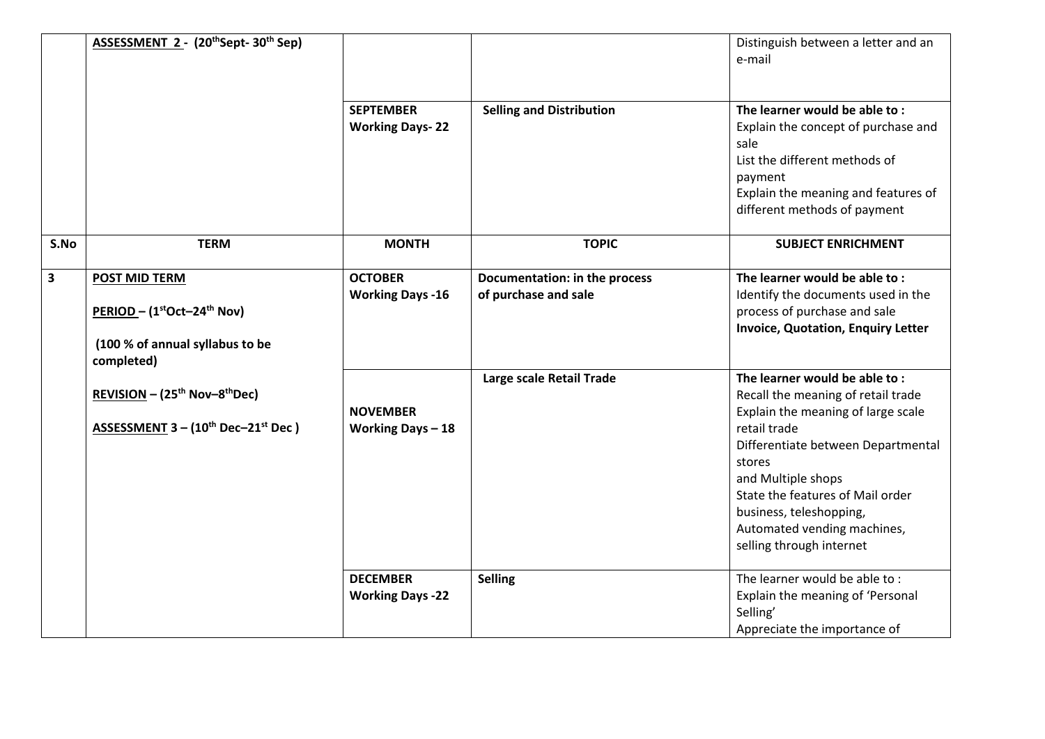|  | **ASSESSMENT 2 - (20th Sept- 30th Sep)** |  |  | Distinguish between a letter and an e-mail |
|---|---|---|---|---|
|  |  | **SEPTEMBER** **Working Days- 22** | **Selling and Distribution** | **The learner would be able to :** Explain the concept of purchase and sale List the different methods of payment Explain the meaning and features of different methods of payment |
| **S.No** | **TERM** | **MONTH** | **TOPIC** | **SUBJECT ENRICHMENT** |
| **3** | **POST MID TERM** **PERIOD – (1st Oct–24th Nov)** **(100 % of annual syllabus to be completed)** **REVISION – (25th Nov–8th Dec)** **ASSESSMENT 3 – (10th Dec–21st Dec )** | **OCTOBER** **Working Days -16** | **Documentation: in the process of purchase and sale** | **The learner would be able to :** Identify the documents used in the process of purchase and sale **Invoice, Quotation, Enquiry Letter** |
|  |  | **NOVEMBER** **Working Days – 18** | **Large scale Retail Trade** | **The learner would be able to :** Recall the meaning of retail trade Explain the meaning of large scale retail trade Differentiate between Departmental stores and Multiple shops State the features of Mail order business, teleshopping, Automated vending machines, selling through internet |
|  |  | **DECEMBER** **Working Days -22** | **Selling** | The learner would be able to : Explain the meaning of 'Personal Selling' Appreciate the importance of |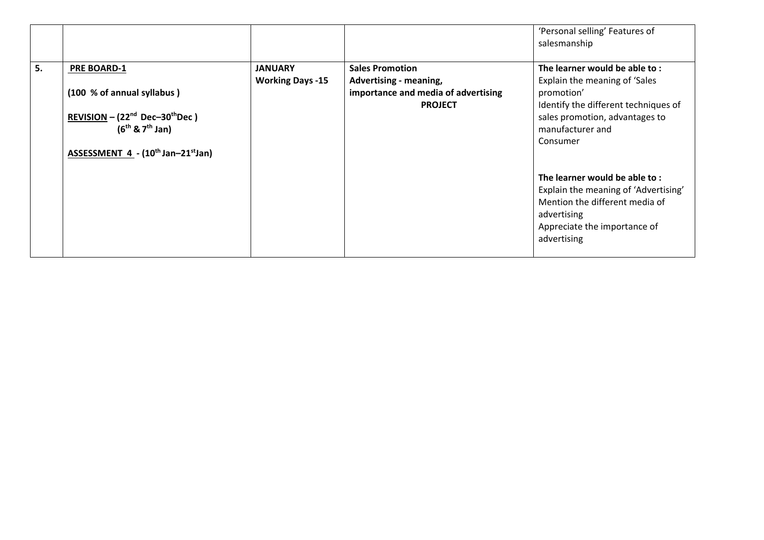| | | | | |
|---|---|---|---|---|
| | | | | 'Personal selling' Features of salesmanship |
| **5.** | **PRE BOARD-1**<br><br>**(100 % of annual syllabus )**<br><br>**REVISION – (22nd Dec–30th Dec )**<br>**(6th & 7th Jan)**<br><br>**ASSESSMENT 4 - (10th Jan–21st Jan)** | **JANUARY**<br>**Working Days -15** | **Sales Promotion**<br>**Advertising - meaning, importance and media of advertising**<br>**PROJECT** | **The learner would be able to :**<br>Explain the meaning of 'Sales promotion'<br>Identify the different techniques of sales promotion, advantages to manufacturer and Consumer<br><br>**The learner would be able to :**<br>Explain the meaning of 'Advertising'<br>Mention the different media of advertising<br>Appreciate the importance of advertising |